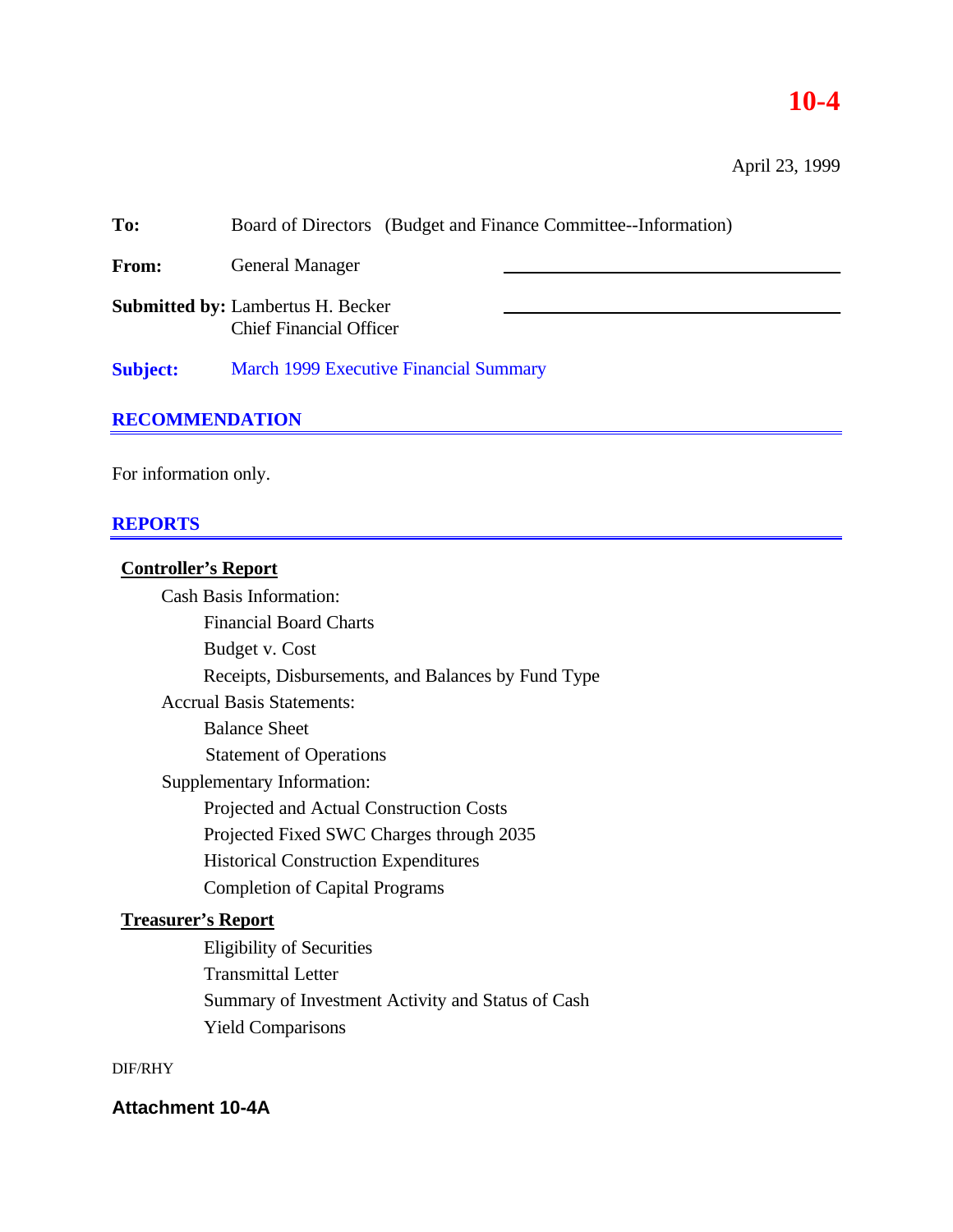# 10-4

April 23, 1999

**To:** Board of Directors (Budget and Finance Committee--Information)

**From:** General Manager

**Submitted by:** Lambertus H. Becker
Chief Financial Officer

**Subject:** March 1999 Executive Financial Summary

## RECOMMENDATION

For information only.

## REPORTS

**Controller's Report**

- Cash Basis Information:
  - Financial Board Charts
  - Budget v. Cost
  - Receipts, Disbursements, and Balances by Fund Type
- Accrual Basis Statements:
  - Balance Sheet
  - Statement of Operations
- Supplementary Information:
  - Projected and Actual Construction Costs
  - Projected Fixed SWC Charges through 2035
  - Historical Construction Expenditures
  - Completion of Capital Programs

**Treasurer's Report**

- Eligibility of Securities
- Transmittal Letter
- Summary of Investment Activity and Status of Cash
- Yield Comparisons

DIF/RHY

**Attachment 10-4A**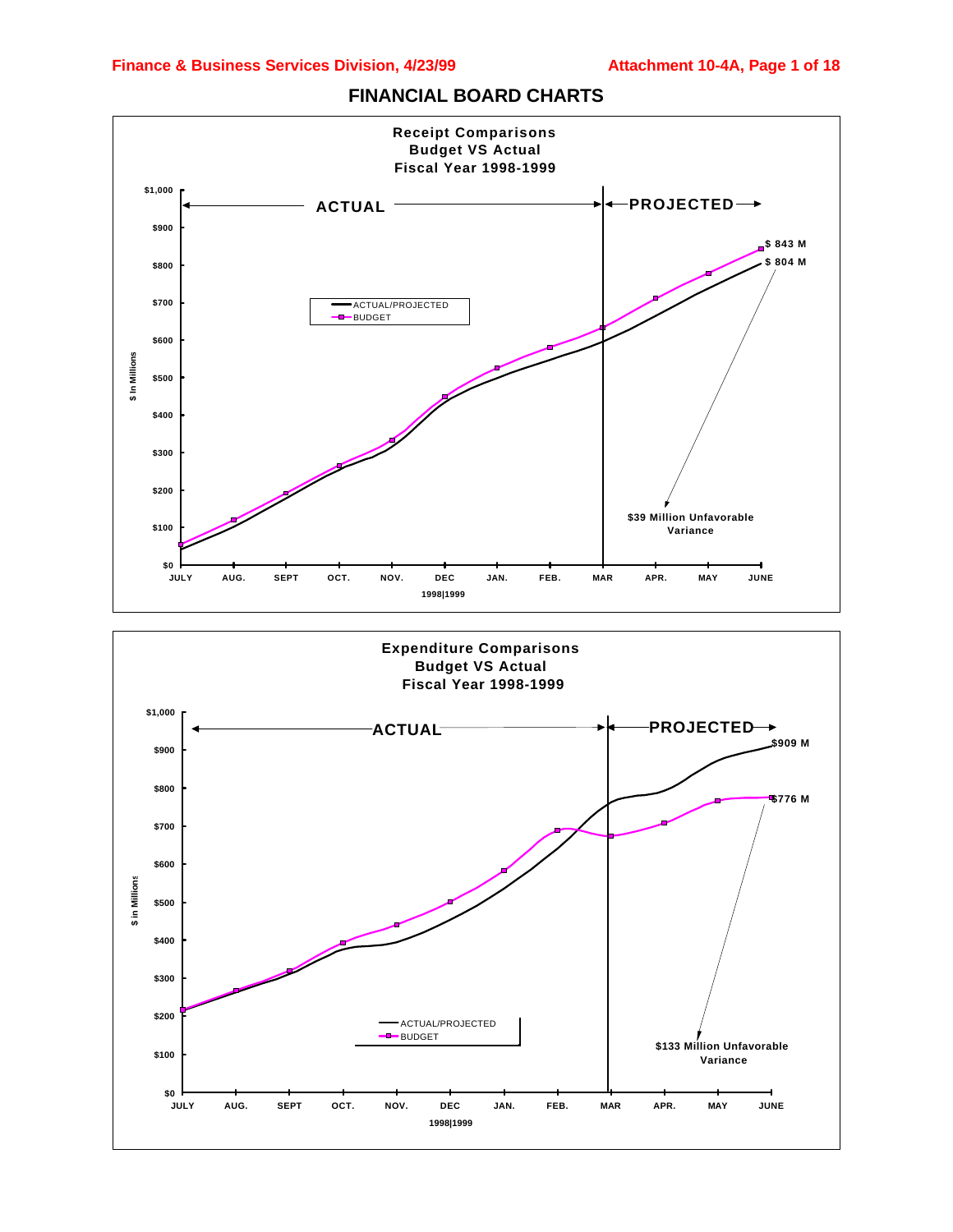# FINANCIAL BOARD CHARTS

Receipt Comparisons
Budget VS Actual
Fiscal Year 1998-1999

ACTUAL
PROJECTED

$1,000
$900
$800
$700
$600
$500
$400
$300
$200
$100
$0

$ in Millions

ACTUAL/PROJECTED
BUDGET

$ 843 M
$ 804 M

$39 Million Unfavorable Variance

JULY AUG. SEPT OCT. NOV. DEC JAN. FEB. MAR APR. MAY JUNE

1998|1999

Expenditure Comparisons
Budget VS Actual
Fiscal Year 1998-1999

ACTUAL
PROJECTED

$1,000
$900
$800
$700
$600
$500
$400
$300
$200
$100
$0

$ in Millions

$909 M
$776 M

ACTUAL/PROJECTED
BUDGET

$133 Million Unfavorable Variance

JULY AUG. SEPT OCT. NOV. DEC JAN. FEB. MAR APR. MAY JUNE

1998|1999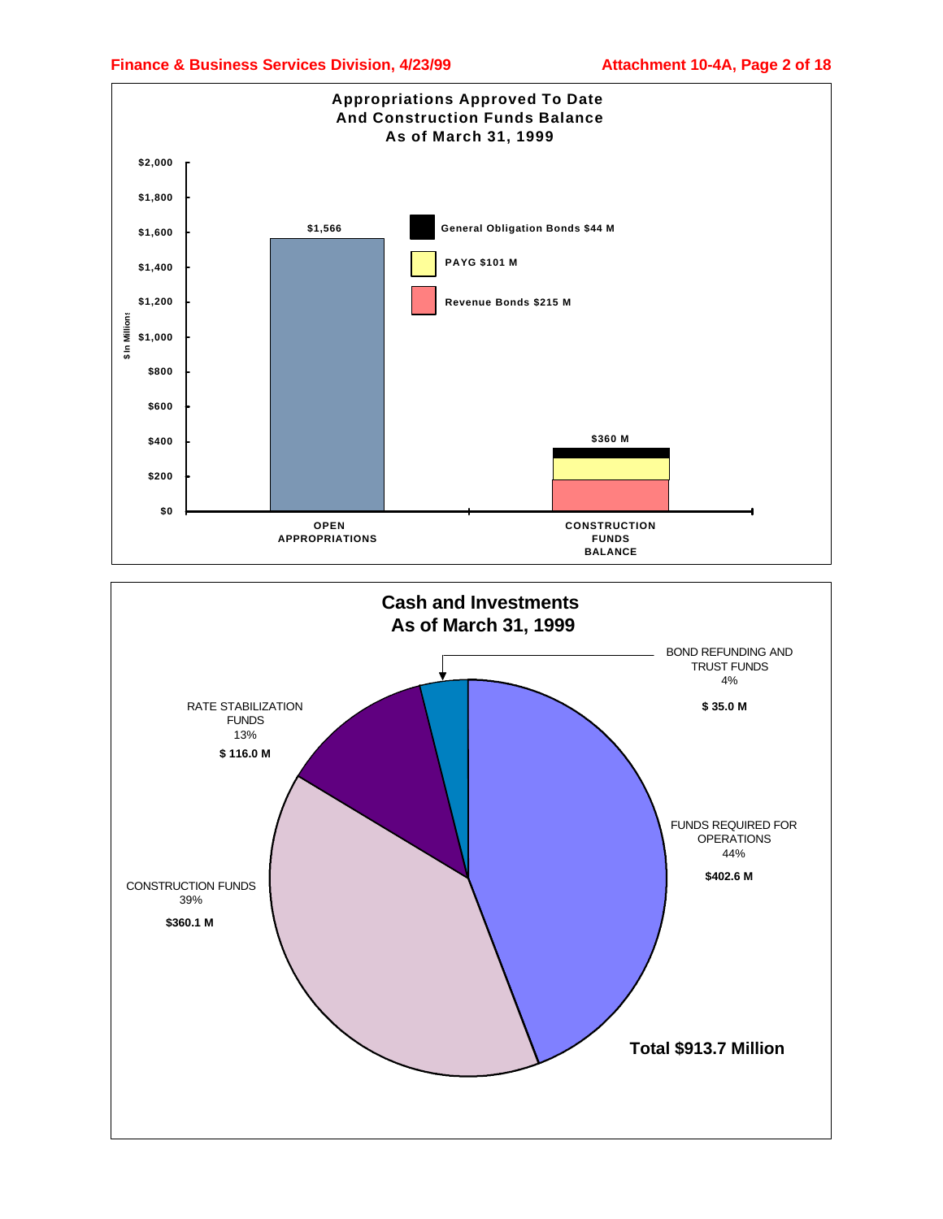## Appropriations Approved To Date And Construction Funds Balance As of March 31, 1999

$ In Millions

$2,000
$1,800
$1,600
$1,400
$1,200
$1,000
$800
$600
$400
$200
$0

$1,566

OPEN APPROPRIATIONS

$360 M

CONSTRUCTION FUNDS BALANCE

General Obligation Bonds $44 M

PAYG $101 M

Revenue Bonds $215 M

## Cash and Investments As of March 31, 1999

BOND REFUNDING AND TRUST FUNDS
4%
**$ 35.0 M**

RATE STABILIZATION FUNDS
13%
**$ 116.0 M**

FUNDS REQUIRED FOR OPERATIONS
44%
**$402.6 M**

CONSTRUCTION FUNDS
39%
**$360.1 M**

**Total $913.7 Million**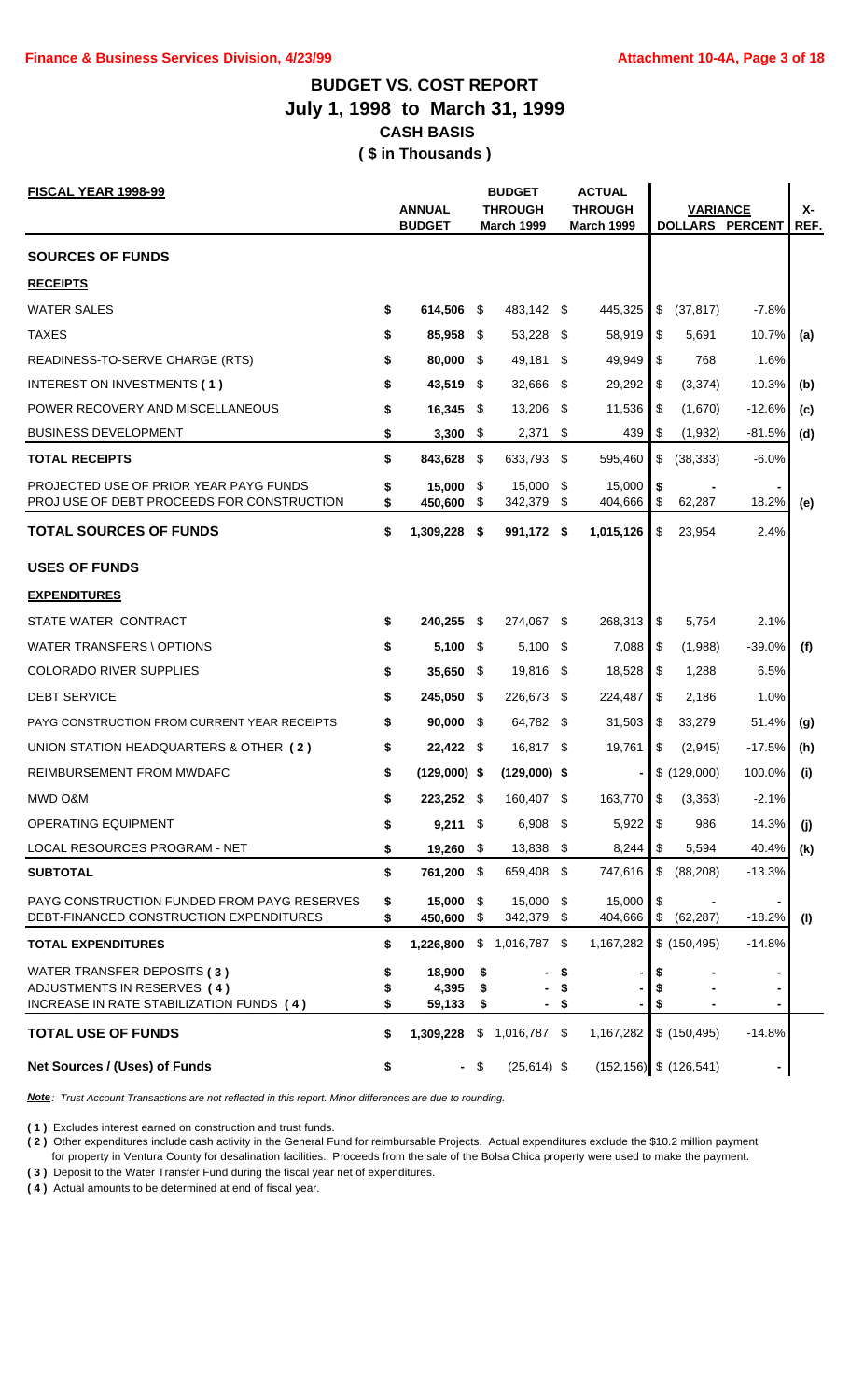# BUDGET VS. COST REPORT
## July 1, 1998 to March 31, 1999
## CASH BASIS
## ( $ in Thousands )

| FISCAL YEAR 1998-99 | ANNUAL BUDGET | BUDGET THROUGH March 1999 | ACTUAL THROUGH March 1999 | VARIANCE DOLLARS | VARIANCE PERCENT | X-REF. |
|---|---|---|---|---|---|---|
| **SOURCES OF FUNDS** | | | | | | |
| **RECEIPTS** | | | | | | |
| WATER SALES | $ 614,506 | $ 483,142 | $ 445,325 | $ (37,817) | -7.8% | |
| TAXES | $ 85,958 | $ 53,228 | $ 58,919 | $ 5,691 | 10.7% | (a) |
| READINESS-TO-SERVE CHARGE (RTS) | $ 80,000 | $ 49,181 | $ 49,949 | $ 768 | 1.6% | |
| INTEREST ON INVESTMENTS ( 1 ) | $ 43,519 | $ 32,666 | $ 29,292 | $ (3,374) | -10.3% | (b) |
| POWER RECOVERY AND MISCELLANEOUS | $ 16,345 | $ 13,206 | $ 11,536 | $ (1,670) | -12.6% | (c) |
| BUSINESS DEVELOPMENT | $ 3,300 | $ 2,371 | $ 439 | $ (1,932) | -81.5% | (d) |
| **TOTAL RECEIPTS** | $ 843,628 | $ 633,793 | $ 595,460 | $ (38,333) | -6.0% | |
| PROJECTED USE OF PRIOR YEAR PAYG FUNDS | $ 15,000 | $ 15,000 | $ 15,000 | $ - | - | |
| PROJ USE OF DEBT PROCEEDS FOR CONSTRUCTION | $ 450,600 | $ 342,379 | $ 404,666 | $ 62,287 | 18.2% | (e) |
| **TOTAL SOURCES OF FUNDS** | $ 1,309,228 | $ 991,172 | $ 1,015,126 | $ 23,954 | 2.4% | |
| **USES OF FUNDS** | | | | | | |
| **EXPENDITURES** | | | | | | |
| STATE WATER CONTRACT | $ 240,255 | $ 274,067 | $ 268,313 | $ 5,754 | 2.1% | |
| WATER TRANSFERS \ OPTIONS | $ 5,100 | $ 5,100 | $ 7,088 | $ (1,988) | -39.0% | (f) |
| COLORADO RIVER SUPPLIES | $ 35,650 | $ 19,816 | $ 18,528 | $ 1,288 | 6.5% | |
| DEBT SERVICE | $ 245,050 | $ 226,673 | $ 224,487 | $ 2,186 | 1.0% | |
| PAYG CONSTRUCTION FROM CURRENT YEAR RECEIPTS | $ 90,000 | $ 64,782 | $ 31,503 | $ 33,279 | 51.4% | (g) |
| UNION STATION HEADQUARTERS & OTHER ( 2 ) | $ 22,422 | $ 16,817 | $ 19,761 | $ (2,945) | -17.5% | (h) |
| REIMBURSEMENT FROM MWDAFC | $ (129,000) | $ (129,000) | $ - | $ (129,000) | 100.0% | (i) |
| MWD O&M | $ 223,252 | $ 160,407 | $ 163,770 | $ (3,363) | -2.1% | |
| OPERATING EQUIPMENT | $ 9,211 | $ 6,908 | $ 5,922 | $ 986 | 14.3% | (j) |
| LOCAL RESOURCES PROGRAM - NET | $ 19,260 | $ 13,838 | $ 8,244 | $ 5,594 | 40.4% | (k) |
| **SUBTOTAL** | $ 761,200 | $ 659,408 | $ 747,616 | $ (88,208) | -13.3% | |
| PAYG CONSTRUCTION FUNDED FROM PAYG RESERVES | $ 15,000 | $ 15,000 | $ 15,000 | $ - | - | |
| DEBT-FINANCED CONSTRUCTION EXPENDITURES | $ 450,600 | $ 342,379 | $ 404,666 | $ (62,287) | -18.2% | (l) |
| **TOTAL EXPENDITURES** | $ 1,226,800 | $ 1,016,787 | $ 1,167,282 | $ (150,495) | -14.8% | |
| WATER TRANSFER DEPOSITS ( 3 ) | $ 18,900 | $ - | $ - | $ - | - | |
| ADJUSTMENTS IN RESERVES ( 4 ) | $ 4,395 | $ - | $ - | $ - | - | |
| INCREASE IN RATE STABILIZATION FUNDS ( 4 ) | $ 59,133 | $ - | $ - | $ - | - | |
| **TOTAL USE OF FUNDS** | $ 1,309,228 | $ 1,016,787 | $ 1,167,282 | $ (150,495) | -14.8% | |
| **Net Sources / (Uses) of Funds** | $ - | $ (25,614) | $ (152,156) | $ (126,541) | - | |

***Note***: *Trust Account Transactions are not reflected in this report. Minor differences are due to rounding.*

**( 1 )** Excludes interest earned on construction and trust funds.

**( 2 )** Other expenditures include cash activity in the General Fund for reimbursable Projects. Actual expenditures exclude the $10.2 million payment for property in Ventura County for desalination facilities. Proceeds from the sale of the Bolsa Chica property were used to make the payment.

**( 3 )** Deposit to the Water Transfer Fund during the fiscal year net of expenditures.

**( 4 )** Actual amounts to be determined at end of fiscal year.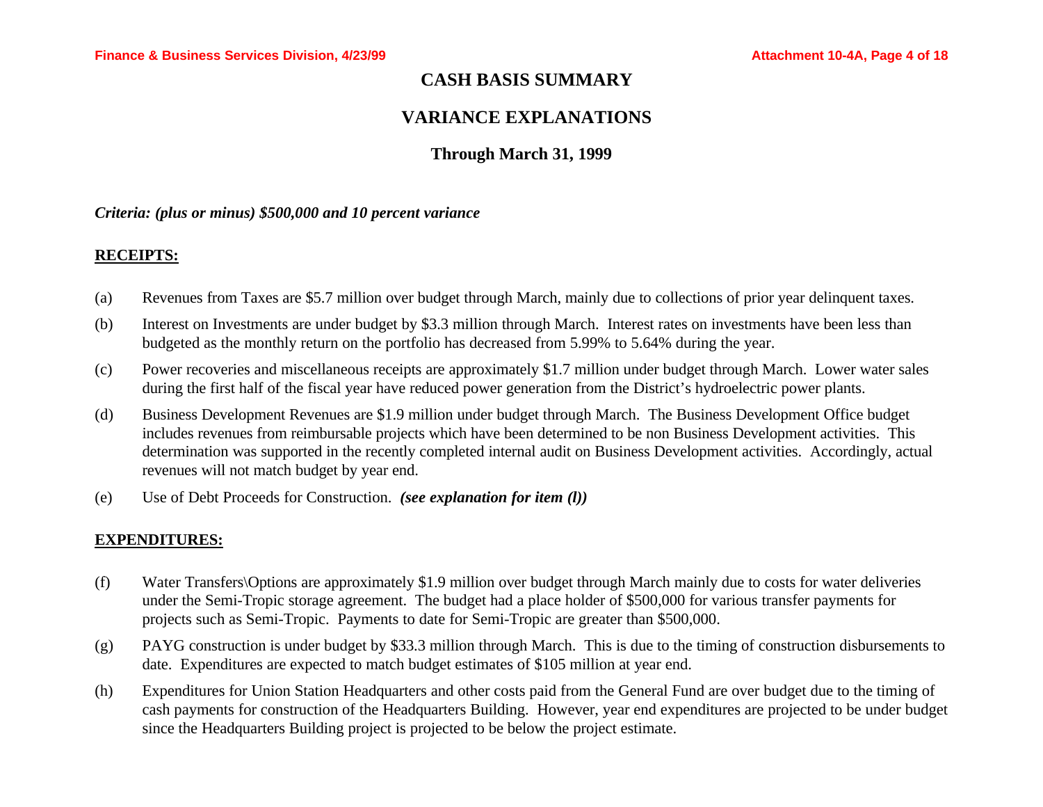# CASH BASIS SUMMARY

## VARIANCE EXPLANATIONS

### Through March 31, 1999

***Criteria: (plus or minus) $500,000 and 10 percent variance***

**RECEIPTS:**

(a) Revenues from Taxes are $5.7 million over budget through March, mainly due to collections of prior year delinquent taxes.

(b) Interest on Investments are under budget by $3.3 million through March. Interest rates on investments have been less than budgeted as the monthly return on the portfolio has decreased from 5.99% to 5.64% during the year.

(c) Power recoveries and miscellaneous receipts are approximately $1.7 million under budget through March. Lower water sales during the first half of the fiscal year have reduced power generation from the District's hydroelectric power plants.

(d) Business Development Revenues are $1.9 million under budget through March. The Business Development Office budget includes revenues from reimbursable projects which have been determined to be non Business Development activities. This determination was supported in the recently completed internal audit on Business Development activities. Accordingly, actual revenues will not match budget by year end.

(e) Use of Debt Proceeds for Construction. ***(see explanation for item (l))***

**EXPENDITURES:**

(f) Water Transfers\Options are approximately $1.9 million over budget through March mainly due to costs for water deliveries under the Semi-Tropic storage agreement. The budget had a place holder of $500,000 for various transfer payments for projects such as Semi-Tropic. Payments to date for Semi-Tropic are greater than $500,000.

(g) PAYG construction is under budget by $33.3 million through March. This is due to the timing of construction disbursements to date. Expenditures are expected to match budget estimates of $105 million at year end.

(h) Expenditures for Union Station Headquarters and other costs paid from the General Fund are over budget due to the timing of cash payments for construction of the Headquarters Building. However, year end expenditures are projected to be under budget since the Headquarters Building project is projected to be below the project estimate.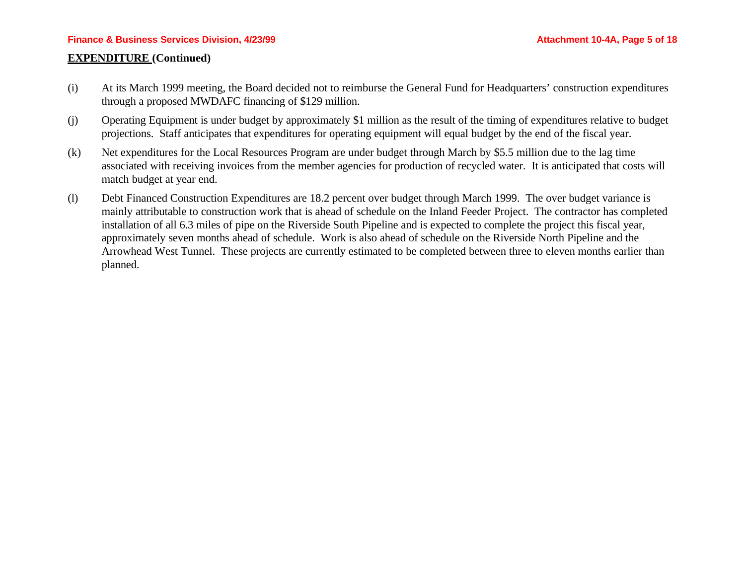**EXPENDITURE (Continued)**

(i) At its March 1999 meeting, the Board decided not to reimburse the General Fund for Headquarters' construction expenditures through a proposed MWDAFC financing of $129 million.

(j) Operating Equipment is under budget by approximately $1 million as the result of the timing of expenditures relative to budget projections. Staff anticipates that expenditures for operating equipment will equal budget by the end of the fiscal year.

(k) Net expenditures for the Local Resources Program are under budget through March by $5.5 million due to the lag time associated with receiving invoices from the member agencies for production of recycled water. It is anticipated that costs will match budget at year end.

(l) Debt Financed Construction Expenditures are 18.2 percent over budget through March 1999. The over budget variance is mainly attributable to construction work that is ahead of schedule on the Inland Feeder Project. The contractor has completed installation of all 6.3 miles of pipe on the Riverside South Pipeline and is expected to complete the project this fiscal year, approximately seven months ahead of schedule. Work is also ahead of schedule on the Riverside North Pipeline and the Arrowhead West Tunnel. These projects are currently estimated to be completed between three to eleven months earlier than planned.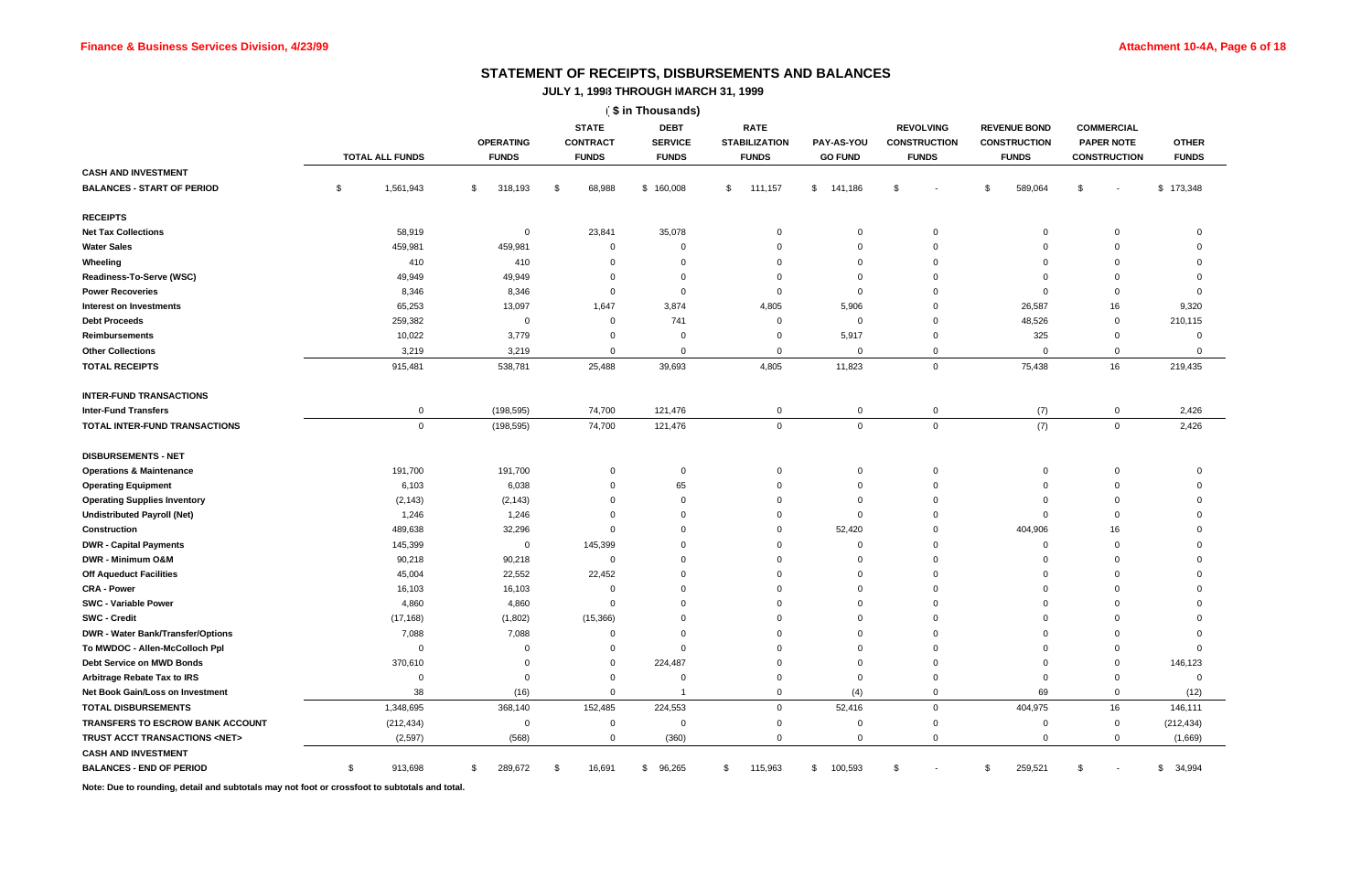# STATEMENT OF RECEIPTS, DISBURSEMENTS AND BALANCES

**JULY 1, 1998 THROUGH MARCH 31, 1999**

**($ in Thousands)**

| | TOTAL ALL FUNDS | OPERATING FUNDS | STATE CONTRACT FUNDS | DEBT SERVICE FUNDS | RATE STABILIZATION FUNDS | PAY-AS-YOU GO FUND | REVOLVING CONSTRUCTION FUNDS | REVENUE BOND CONSTRUCTION FUNDS | COMMERCIAL PAPER NOTE CONSTRUCTION | OTHER FUNDS |
|---|---|---|---|---|---|---|---|---|---|---|
| **CASH AND INVESTMENT** | | | | | | | | | | |
| **BALANCES - START OF PERIOD** | $ 1,561,943 | $ 318,193 | $ 68,988 | $ 160,008 | $ 111,157 | $ 141,186 | $ - | $ 589,064 | $ - | $ 173,348 |
| **RECEIPTS** | | | | | | | | | | |
| **Net Tax Collections** | 58,919 | 0 | 23,841 | 35,078 | 0 | 0 | 0 | 0 | 0 | 0 |
| **Water Sales** | 459,981 | 459,981 | 0 | 0 | 0 | 0 | 0 | 0 | 0 | 0 |
| **Wheeling** | 410 | 410 | 0 | 0 | 0 | 0 | 0 | 0 | 0 | 0 |
| **Readiness-To-Serve (WSC)** | 49,949 | 49,949 | 0 | 0 | 0 | 0 | 0 | 0 | 0 | 0 |
| **Power Recoveries** | 8,346 | 8,346 | 0 | 0 | 0 | 0 | 0 | 0 | 0 | 0 |
| **Interest on Investments** | 65,253 | 13,097 | 1,647 | 3,874 | 4,805 | 5,906 | 0 | 26,587 | 16 | 9,320 |
| **Debt Proceeds** | 259,382 | 0 | 0 | 741 | 0 | 0 | 0 | 48,526 | 0 | 210,115 |
| **Reimbursements** | 10,022 | 3,779 | 0 | 0 | 0 | 5,917 | 0 | 325 | 0 | 0 |
| **Other Collections** | 3,219 | 3,219 | 0 | 0 | 0 | 0 | 0 | 0 | 0 | 0 |
| **TOTAL RECEIPTS** | 915,481 | 538,781 | 25,488 | 39,693 | 4,805 | 11,823 | 0 | 75,438 | 16 | 219,435 |
| **INTER-FUND TRANSACTIONS** | | | | | | | | | | |
| **Inter-Fund Transfers** | 0 | (198,595) | 74,700 | 121,476 | 0 | 0 | 0 | (7) | 0 | 2,426 |
| **TOTAL INTER-FUND TRANSACTIONS** | 0 | (198,595) | 74,700 | 121,476 | 0 | 0 | 0 | (7) | 0 | 2,426 |
| **DISBURSEMENTS - NET** | | | | | | | | | | |
| **Operations & Maintenance** | 191,700 | 191,700 | 0 | 0 | 0 | 0 | 0 | 0 | 0 | 0 |
| **Operating Equipment** | 6,103 | 6,038 | 0 | 65 | 0 | 0 | 0 | 0 | 0 | 0 |
| **Operating Supplies Inventory** | (2,143) | (2,143) | 0 | 0 | 0 | 0 | 0 | 0 | 0 | 0 |
| **Undistributed Payroll (Net)** | 1,246 | 1,246 | 0 | 0 | 0 | 0 | 0 | 0 | 0 | 0 |
| **Construction** | 489,638 | 32,296 | 0 | 0 | 0 | 52,420 | 0 | 404,906 | 16 | 0 |
| **DWR - Capital Payments** | 145,399 | 0 | 145,399 | 0 | 0 | 0 | 0 | 0 | 0 | 0 |
| **DWR - Minimum O&M** | 90,218 | 90,218 | 0 | 0 | 0 | 0 | 0 | 0 | 0 | 0 |
| **Off Aqueduct Facilities** | 45,004 | 22,552 | 22,452 | 0 | 0 | 0 | 0 | 0 | 0 | 0 |
| **CRA - Power** | 16,103 | 16,103 | 0 | 0 | 0 | 0 | 0 | 0 | 0 | 0 |
| **SWC - Variable Power** | 4,860 | 4,860 | 0 | 0 | 0 | 0 | 0 | 0 | 0 | 0 |
| **SWC - Credit** | (17,168) | (1,802) | (15,366) | 0 | 0 | 0 | 0 | 0 | 0 | 0 |
| **DWR - Water Bank/Transfer/Options** | 7,088 | 7,088 | 0 | 0 | 0 | 0 | 0 | 0 | 0 | 0 |
| **To MWDOC - Allen-McColloch Ppl** | 0 | 0 | 0 | 0 | 0 | 0 | 0 | 0 | 0 | 0 |
| **Debt Service on MWD Bonds** | 370,610 | 0 | 0 | 224,487 | 0 | 0 | 0 | 0 | 0 | 146,123 |
| **Arbitrage Rebate Tax to IRS** | 0 | 0 | 0 | 0 | 0 | 0 | 0 | 0 | 0 | 0 |
| **Net Book Gain/Loss on Investment** | 38 | (16) | 0 | 1 | 0 | (4) | 0 | 69 | 0 | (12) |
| **TOTAL DISBURSEMENTS** | 1,348,695 | 368,140 | 152,485 | 224,553 | 0 | 52,416 | 0 | 404,975 | 16 | 146,111 |
| **TRANSFERS TO ESCROW BANK ACCOUNT** | (212,434) | 0 | 0 | 0 | 0 | 0 | 0 | 0 | 0 | (212,434) |
| **TRUST ACCT TRANSACTIONS <NET>** | (2,597) | (568) | 0 | (360) | 0 | 0 | 0 | 0 | 0 | (1,669) |
| **CASH AND INVESTMENT** | | | | | | | | | | |
| **BALANCES - END OF PERIOD** | $ 913,698 | $ 289,672 | $ 16,691 | $ 96,265 | $ 115,963 | $ 100,593 | $ - | $ 259,521 | $ - | $ 34,994 |

**Note: Due to rounding, detail and subtotals may not foot or crossfoot to subtotals and total.**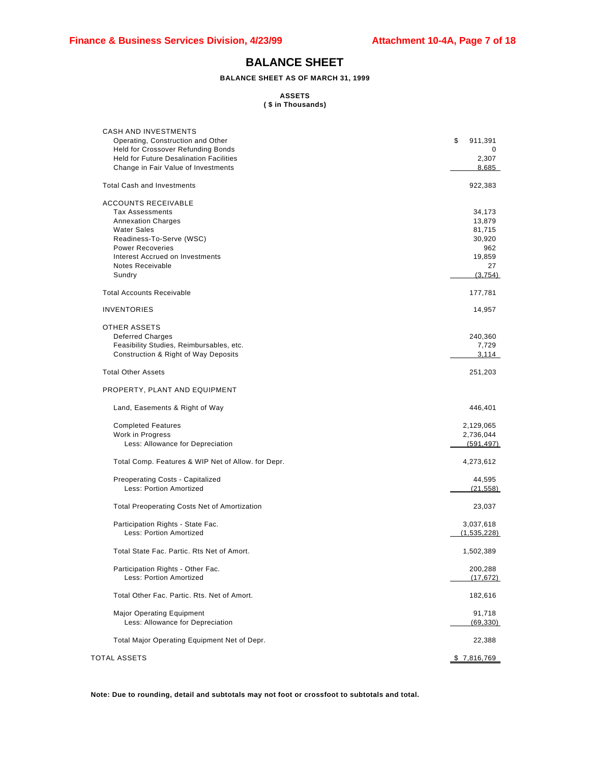# BALANCE SHEET

**BALANCE SHEET AS OF MARCH 31, 1999**

**ASSETS**
**( $ in Thousands)**

| | |
|---|---|
| CASH AND INVESTMENTS | |
| Operating, Construction and Other | $ 911,391 |
| Held for Crossover Refunding Bonds | 0 |
| Held for Future Desalination Facilities | 2,307 |
| Change in Fair Value of Investments | 8,685 |
| Total Cash and Investments | 922,383 |
| ACCOUNTS RECEIVABLE | |
| Tax Assessments | 34,173 |
| Annexation Charges | 13,879 |
| Water Sales | 81,715 |
| Readiness-To-Serve (WSC) | 30,920 |
| Power Recoveries | 962 |
| Interest Accrued on Investments | 19,859 |
| Notes Receivable | 27 |
| Sundry | (3,754) |
| Total Accounts Receivable | 177,781 |
| INVENTORIES | 14,957 |
| OTHER ASSETS | |
| Deferred Charges | 240,360 |
| Feasibility Studies, Reimbursables, etc. | 7,729 |
| Construction & Right of Way Deposits | 3,114 |
| Total Other Assets | 251,203 |
| PROPERTY, PLANT AND EQUIPMENT | |
| Land, Easements & Right of Way | 446,401 |
| Completed Features | 2,129,065 |
| Work in Progress | 2,736,044 |
| Less: Allowance for Depreciation | (591,497) |
| Total Comp. Features & WIP Net of Allow. for Depr. | 4,273,612 |
| Preoperating Costs - Capitalized | 44,595 |
| Less: Portion Amortized | (21,558) |
| Total Preoperating Costs Net of Amortization | 23,037 |
| Participation Rights - State Fac. | 3,037,618 |
| Less: Portion Amortized | (1,535,228) |
| Total State Fac. Partic. Rts Net of Amort. | 1,502,389 |
| Participation Rights - Other Fac. | 200,288 |
| Less: Portion Amortized | (17,672) |
| Total Other Fac. Partic. Rts. Net of Amort. | 182,616 |
| Major Operating Equipment | 91,718 |
| Less: Allowance for Depreciation | (69,330) |
| Total Major Operating Equipment Net of Depr. | 22,388 |
| TOTAL ASSETS | $ 7,816,769 |

**Note: Due to rounding, detail and subtotals may not foot or crossfoot to subtotals and total.**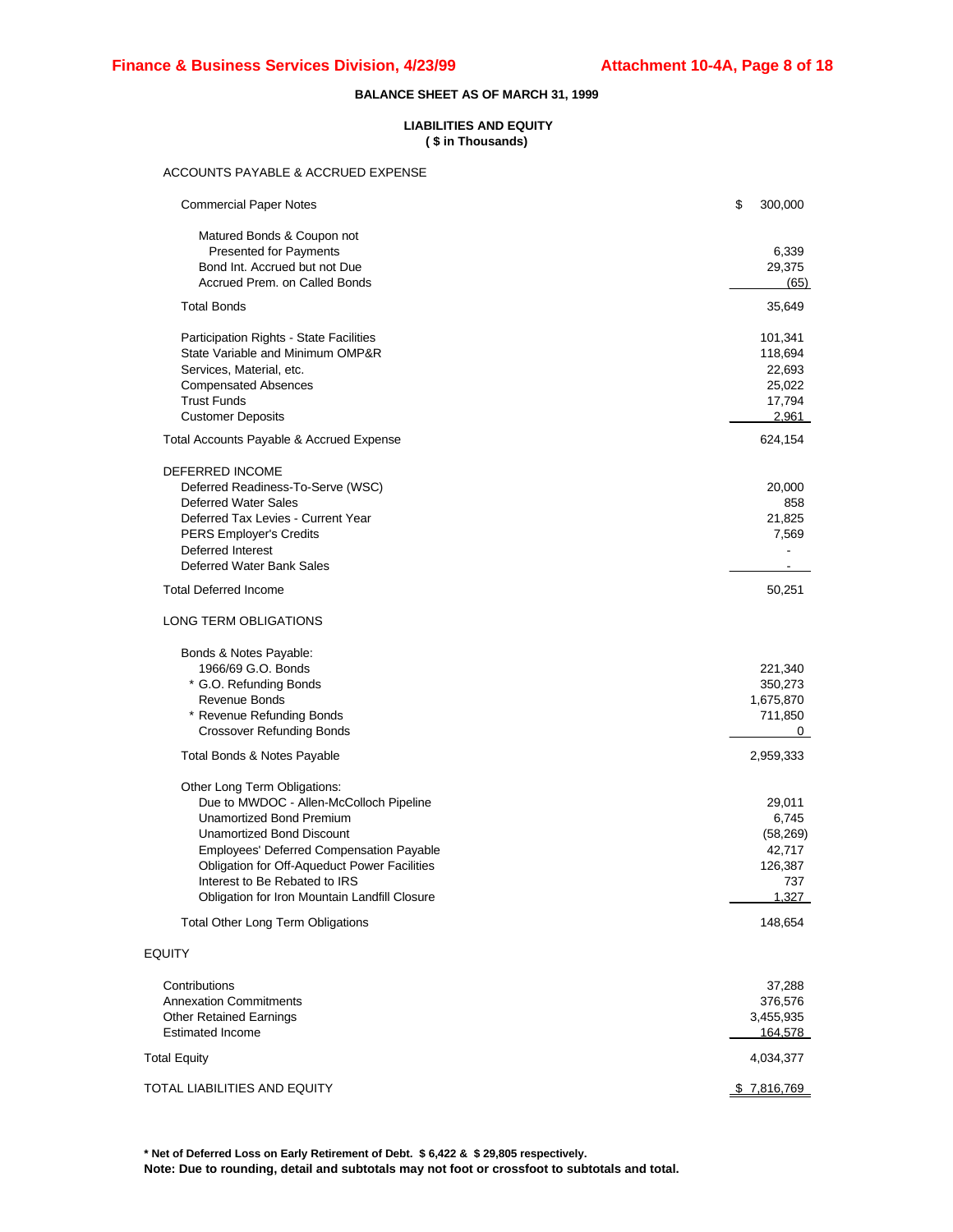## BALANCE SHEET AS OF MARCH 31, 1999

### LIABILITIES AND EQUITY
**( $ in Thousands)**

| | |
|---|---|
| ACCOUNTS PAYABLE & ACCRUED EXPENSE | |
| Commercial Paper Notes | $ 300,000 |
| Matured Bonds & Coupon not Presented for Payments | 6,339 |
| Bond Int. Accrued but not Due | 29,375 |
| Accrued Prem. on Called Bonds | (65) |
| Total Bonds | 35,649 |
| Participation Rights - State Facilities | 101,341 |
| State Variable and Minimum OMP&R | 118,694 |
| Services, Material, etc. | 22,693 |
| Compensated Absences | 25,022 |
| Trust Funds | 17,794 |
| Customer Deposits | 2,961 |
| Total Accounts Payable & Accrued Expense | 624,154 |
| DEFERRED INCOME | |
| Deferred Readiness-To-Serve (WSC) | 20,000 |
| Deferred Water Sales | 858 |
| Deferred Tax Levies - Current Year | 21,825 |
| PERS Employer's Credits | 7,569 |
| Deferred Interest | - |
| Deferred Water Bank Sales | - |
| Total Deferred Income | 50,251 |
| LONG TERM OBLIGATIONS | |
| Bonds & Notes Payable: | |
| 1966/69 G.O. Bonds | 221,340 |
| * G.O. Refunding Bonds | 350,273 |
| Revenue Bonds | 1,675,870 |
| * Revenue Refunding Bonds | 711,850 |
| Crossover Refunding Bonds | 0 |
| Total Bonds & Notes Payable | 2,959,333 |
| Other Long Term Obligations: | |
| Due to MWDOC - Allen-McColloch Pipeline | 29,011 |
| Unamortized Bond Premium | 6,745 |
| Unamortized Bond Discount | (58,269) |
| Employees' Deferred Compensation Payable | 42,717 |
| Obligation for Off-Aqueduct Power Facilities | 126,387 |
| Interest to Be Rebated to IRS | 737 |
| Obligation for Iron Mountain Landfill Closure | 1,327 |
| Total Other Long Term Obligations | 148,654 |
| EQUITY | |
| Contributions | 37,288 |
| Annexation Commitments | 376,576 |
| Other Retained Earnings | 3,455,935 |
| Estimated Income | 164,578 |
| Total Equity | 4,034,377 |
| TOTAL LIABILITIES AND EQUITY | $ 7,816,769 |

**\* Net of Deferred Loss on Early Retirement of Debt. $ 6,422 & $ 29,805 respectively.**
**Note: Due to rounding, detail and subtotals may not foot or crossfoot to subtotals and total.**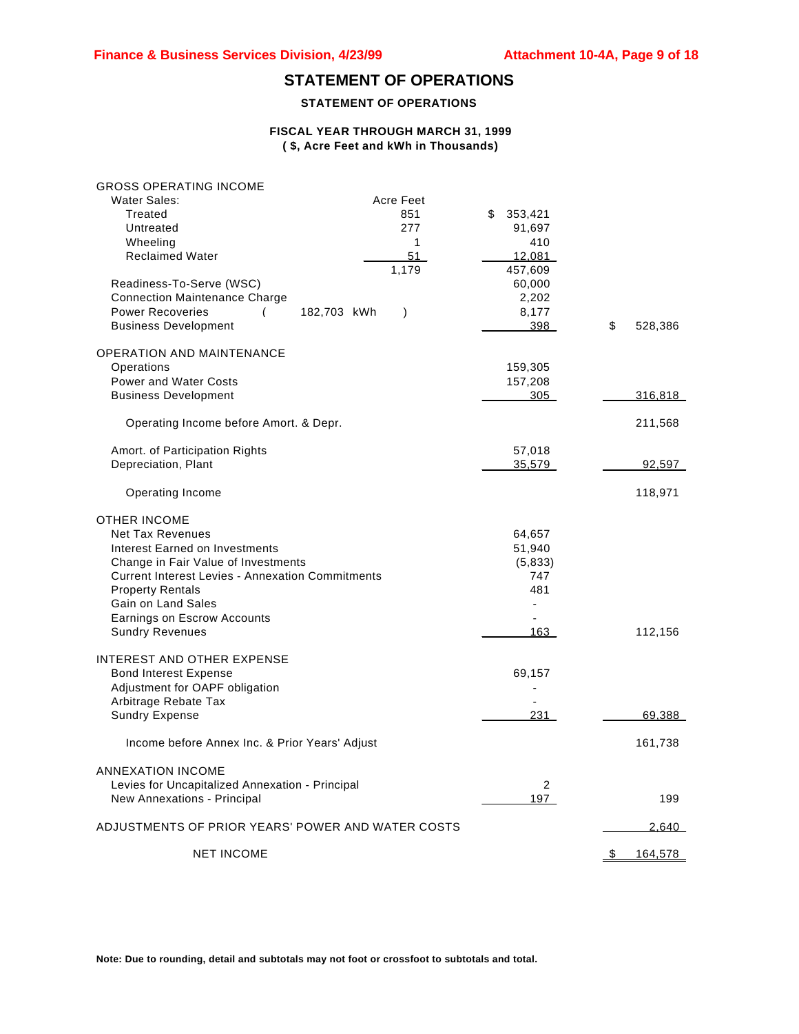# STATEMENT OF OPERATIONS

**STATEMENT OF OPERATIONS**

**FISCAL YEAR THROUGH MARCH 31, 1999**
**( $, Acre Feet and kWh in Thousands)**

| | | | |
|---|---|---|---|
| GROSS OPERATING INCOME | | | |
| Water Sales: | Acre Feet | | |
| Treated | 851 | $ 353,421 | |
| Untreated | 277 | 91,697 | |
| Wheeling | 1 | 410 | |
| Reclaimed Water | 51 | 12,081 | |
| | 1,179 | 457,609 | |
| Readiness-To-Serve (WSC) | | 60,000 | |
| Connection Maintenance Charge | | 2,202 | |
| Power Recoveries ( 182,703 kWh ) | | 8,177 | |
| Business Development | | 398 | $ 528,386 |
| OPERATION AND MAINTENANCE | | | |
| Operations | | 159,305 | |
| Power and Water Costs | | 157,208 | |
| Business Development | | 305 | 316,818 |
| Operating Income before Amort. & Depr. | | | 211,568 |
| Amort. of Participation Rights | | 57,018 | |
| Depreciation, Plant | | 35,579 | 92,597 |
| Operating Income | | | 118,971 |
| OTHER INCOME | | | |
| Net Tax Revenues | | 64,657 | |
| Interest Earned on Investments | | 51,940 | |
| Change in Fair Value of Investments | | (5,833) | |
| Current Interest Levies - Annexation Commitments | | 747 | |
| Property Rentals | | 481 | |
| Gain on Land Sales | | - | |
| Earnings on Escrow Accounts | | - | |
| Sundry Revenues | | 163 | 112,156 |
| INTEREST AND OTHER EXPENSE | | | |
| Bond Interest Expense | | 69,157 | |
| Adjustment for OAPF obligation | | - | |
| Arbitrage Rebate Tax | | - | |
| Sundry Expense | | 231 | 69,388 |
| Income before Annex Inc. & Prior Years' Adjust | | | 161,738 |
| ANNEXATION INCOME | | | |
| Levies for Uncapitalized Annexation - Principal | | 2 | |
| New Annexations - Principal | | 197 | 199 |
| ADJUSTMENTS OF PRIOR YEARS' POWER AND WATER COSTS | | | 2,640 |
| NET INCOME | | | $ 164,578 |

**Note: Due to rounding, detail and subtotals may not foot or crossfoot to subtotals and total.**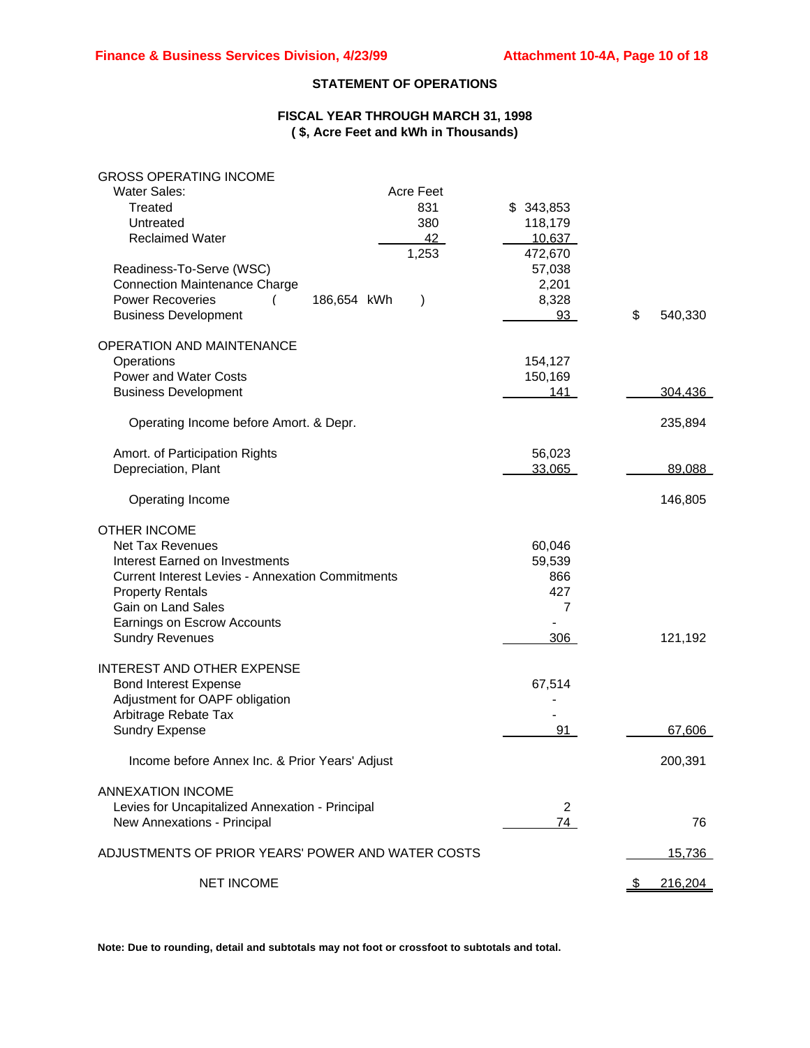## STATEMENT OF OPERATIONS

### FISCAL YEAR THROUGH MARCH 31, 1998
### ( $, Acre Feet and kWh in Thousands)

| | | | |
|---|---|---|---|
| GROSS OPERATING INCOME | | | |
| Water Sales: | Acre Feet | | |
| Treated | 831 | $ 343,853 | |
| Untreated | 380 | 118,179 | |
| Reclaimed Water | 42 | 10,637 | |
| | 1,253 | 472,670 | |
| Readiness-To-Serve (WSC) | | 57,038 | |
| Connection Maintenance Charge | | 2,201 | |
| Power Recoveries ( 186,654 kWh ) | | 8,328 | |
| Business Development | | 93 | $ 540,330 |
| OPERATION AND MAINTENANCE | | | |
| Operations | | 154,127 | |
| Power and Water Costs | | 150,169 | |
| Business Development | | 141 | 304,436 |
| Operating Income before Amort. & Depr. | | | 235,894 |
| Amort. of Participation Rights | | 56,023 | |
| Depreciation, Plant | | 33,065 | 89,088 |
| Operating Income | | | 146,805 |
| OTHER INCOME | | | |
| Net Tax Revenues | | 60,046 | |
| Interest Earned on Investments | | 59,539 | |
| Current Interest Levies - Annexation Commitments | | 866 | |
| Property Rentals | | 427 | |
| Gain on Land Sales | | 7 | |
| Earnings on Escrow Accounts | | - | |
| Sundry Revenues | | 306 | 121,192 |
| INTEREST AND OTHER EXPENSE | | | |
| Bond Interest Expense | | 67,514 | |
| Adjustment for OAPF obligation | | - | |
| Arbitrage Rebate Tax | | - | |
| Sundry Expense | | 91 | 67,606 |
| Income before Annex Inc. & Prior Years' Adjust | | | 200,391 |
| ANNEXATION INCOME | | | |
| Levies for Uncapitalized Annexation - Principal | | 2 | |
| New Annexations - Principal | | 74 | 76 |
| ADJUSTMENTS OF PRIOR YEARS' POWER AND WATER COSTS | | | 15,736 |
| NET INCOME | | | $ 216,204 |

**Note: Due to rounding, detail and subtotals may not foot or crossfoot to subtotals and total.**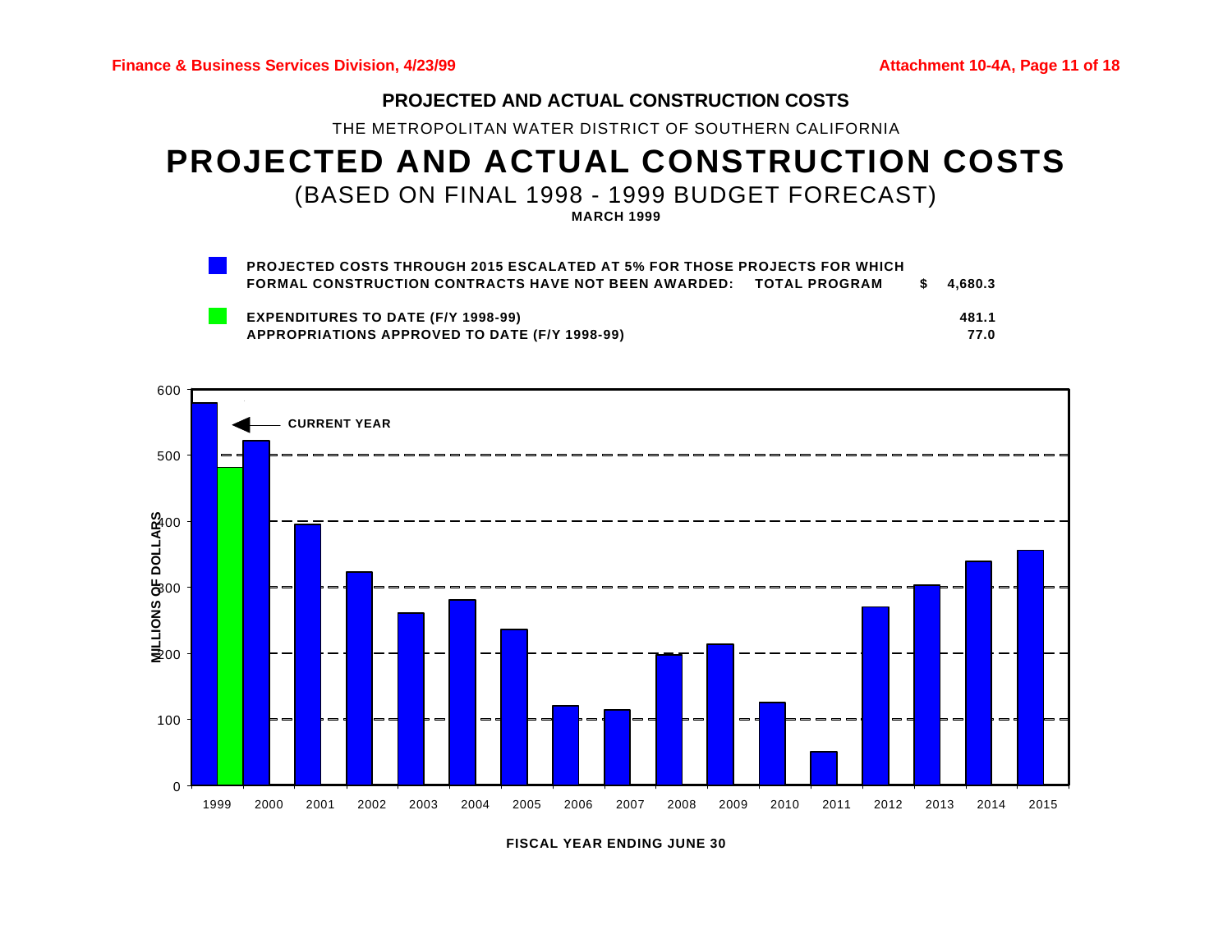## PROJECTED AND ACTUAL CONSTRUCTION COSTS

THE METROPOLITAN WATER DISTRICT OF SOUTHERN CALIFORNIA

# PROJECTED AND ACTUAL CONSTRUCTION COSTS

(BASED ON FINAL 1998 - 1999 BUDGET FORECAST)

**MARCH 1999**

**PROJECTED COSTS THROUGH 2015 ESCALATED AT 5% FOR THOSE PROJECTS FOR WHICH FORMAL CONSTRUCTION CONTRACTS HAVE NOT BEEN AWARDED: TOTAL PROGRAM $ 4,680.3**

**EXPENDITURES TO DATE (F/Y 1998-99) 481.1**

**APPROPRIATIONS APPROVED TO DATE (F/Y 1998-99) 77.0**

CURRENT YEAR

MILLIONS OF DOLLARS

0
100
200
300
400
500
600

1999 2000 2001 2002 2003 2004 2005 2006 2007 2008 2009 2010 2011 2012 2013 2014 2015

**FISCAL YEAR ENDING JUNE 30**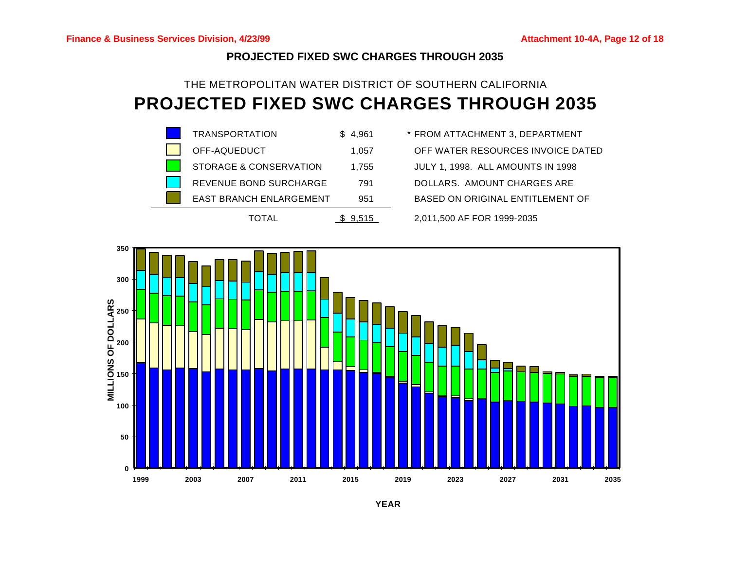Finance & Business Services Division, 4/23/99

**PROJECTED FIXED SWC CHARGES THROUGH 2035**

THE METROPOLITAN WATER DISTRICT OF SOUTHERN CALIFORNIA

# PROJECTED FIXED SWC CHARGES THROUGH 2035

| | |
|---|---|
| TRANSPORTATION | $ 4,961 |
| OFF-AQUEDUCT | 1,057 |
| STORAGE & CONSERVATION | 1,755 |
| REVENUE BOND SURCHARGE | 791 |
| EAST BRANCH ENLARGEMENT | 951 |
| TOTAL | $ 9,515 |

\* FROM ATTACHMENT 3, DEPARTMENT OFF WATER RESOURCES INVOICE DATED JULY 1, 1998. ALL AMOUNTS IN 1998 DOLLARS. AMOUNT CHARGES ARE BASED ON ORIGINAL ENTITLEMENT OF 2,011,500 AF FOR 1999-2035

MILLIONS OF DOLLARS

350
300
250
200
150
100
50
0

1999
2003
2007
2011
2015
2019
2023
2027
2031
2035

YEAR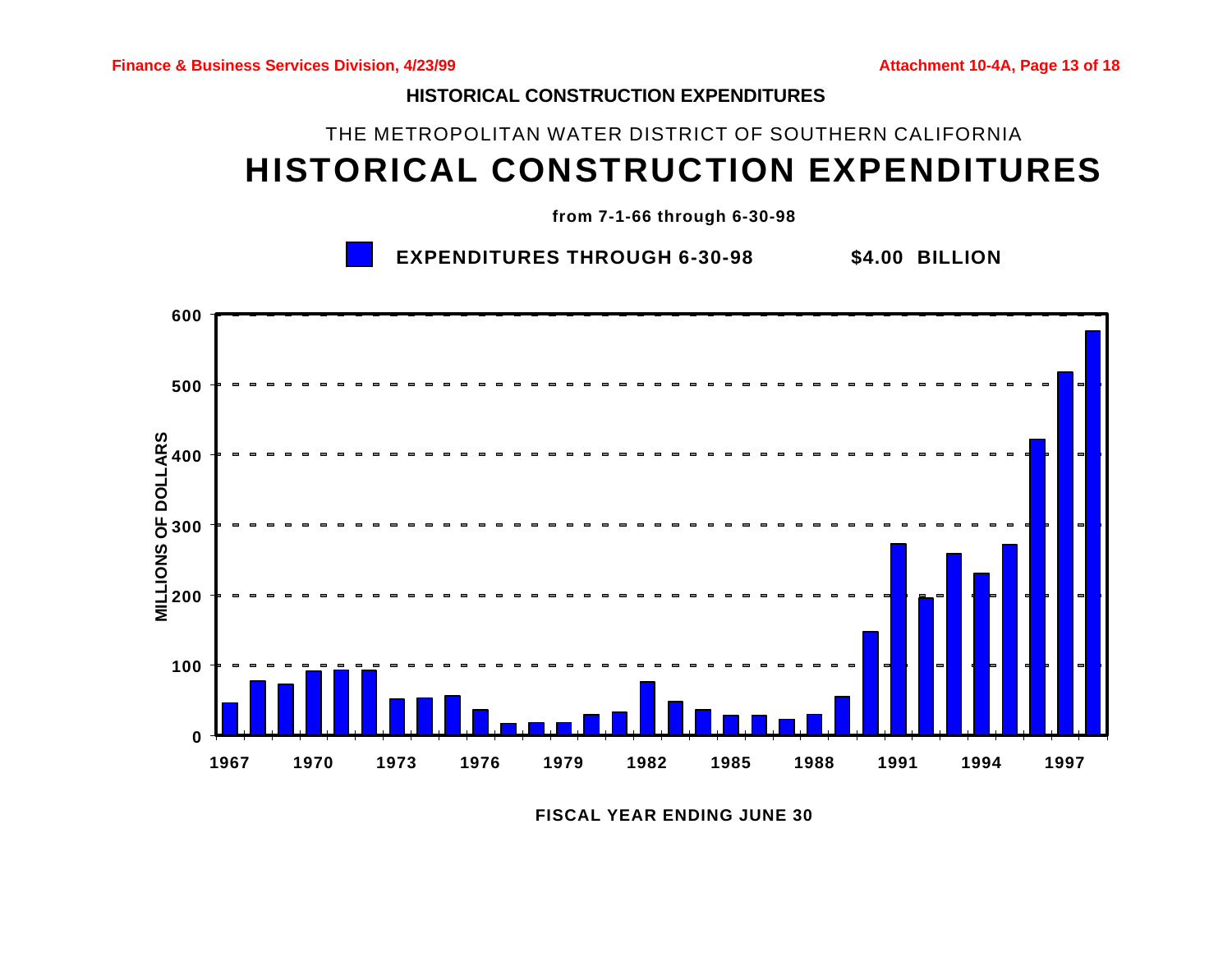## HISTORICAL CONSTRUCTION EXPENDITURES

THE METROPOLITAN WATER DISTRICT OF SOUTHERN CALIFORNIA

# HISTORICAL CONSTRUCTION EXPENDITURES

**from 7-1-66 through 6-30-98**

**EXPENDITURES THROUGH 6-30-98** **$4.00 BILLION**

MILLIONS OF DOLLARS

600
500
400
300
200
100
0

1967 1970 1973 1976 1979 1982 1985 1988 1991 1994 1997

**FISCAL YEAR ENDING JUNE 30**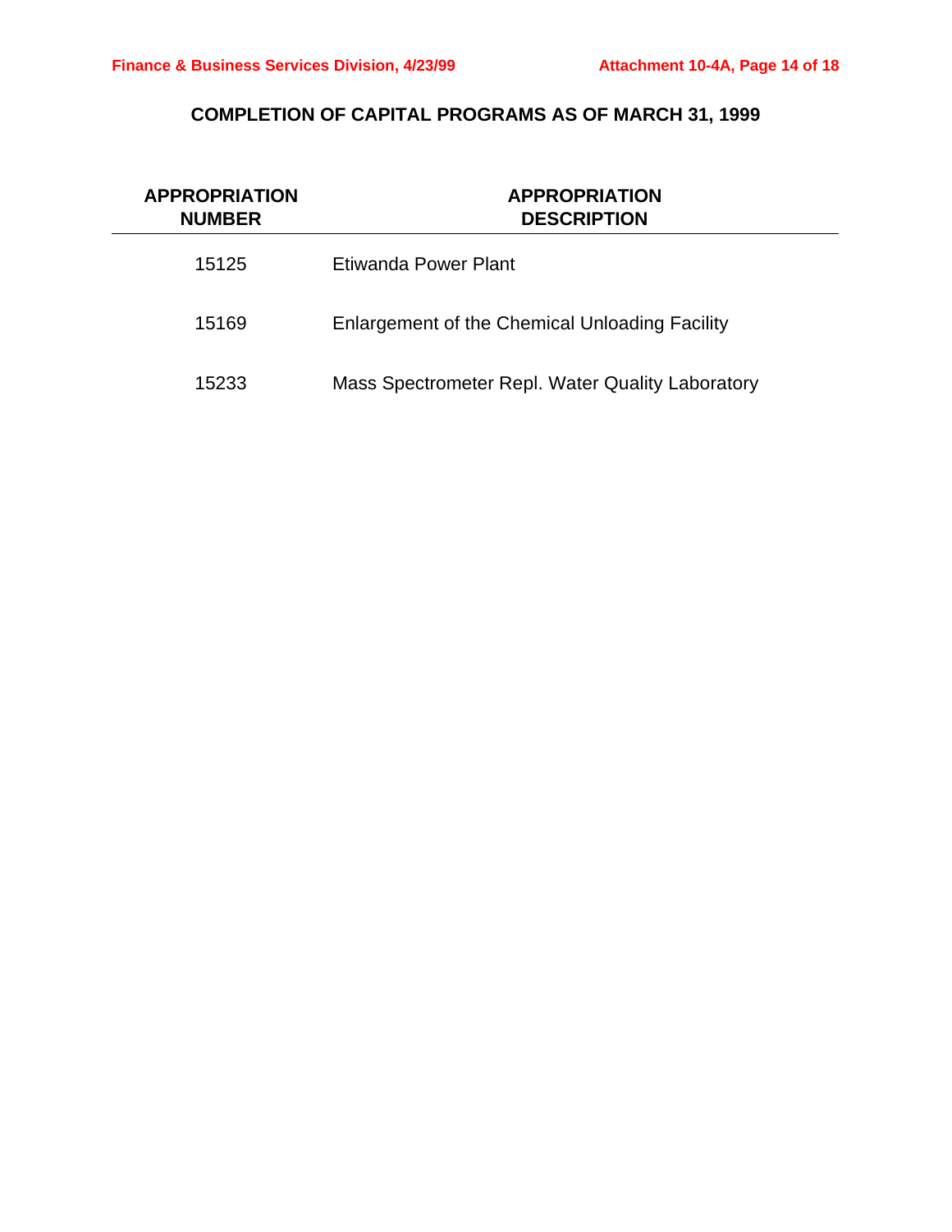## COMPLETION OF CAPITAL PROGRAMS AS OF MARCH 31, 1999

| APPROPRIATION NUMBER | APPROPRIATION DESCRIPTION |
|---|---|
| 15125 | Etiwanda Power Plant |
| 15169 | Enlargement of the Chemical Unloading Facility |
| 15233 | Mass Spectrometer Repl. Water Quality Laboratory |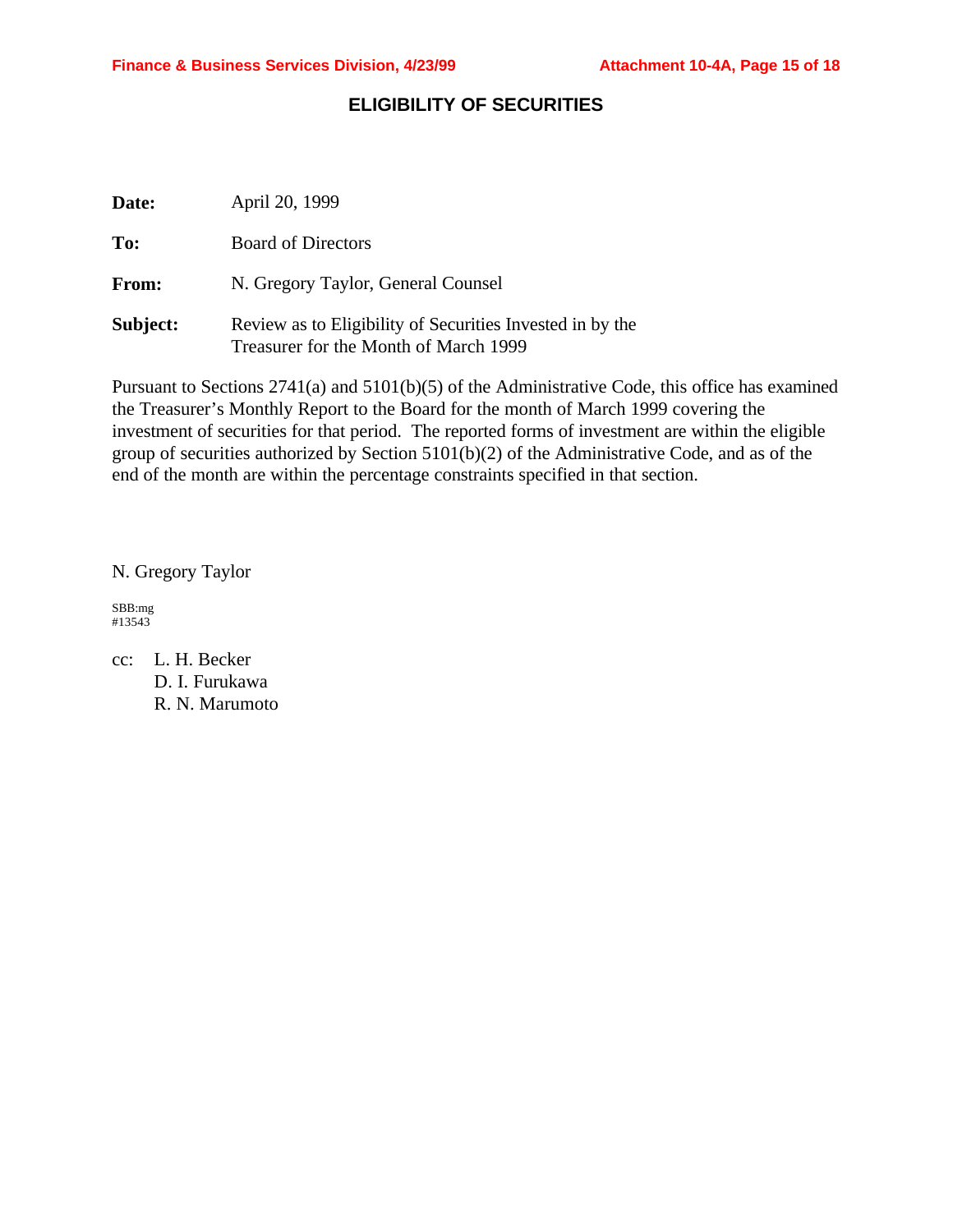# ELIGIBILITY OF SECURITIES

**Date:** April 20, 1999

**To:** Board of Directors

**From:** N. Gregory Taylor, General Counsel

**Subject:** Review as to Eligibility of Securities Invested in by the Treasurer for the Month of March 1999

Pursuant to Sections 2741(a) and 5101(b)(5) of the Administrative Code, this office has examined the Treasurer's Monthly Report to the Board for the month of March 1999 covering the investment of securities for that period. The reported forms of investment are within the eligible group of securities authorized by Section 5101(b)(2) of the Administrative Code, and as of the end of the month are within the percentage constraints specified in that section.

N. Gregory Taylor

SBB:mg
#13543

cc: L. H. Becker
D. I. Furukawa
R. N. Marumoto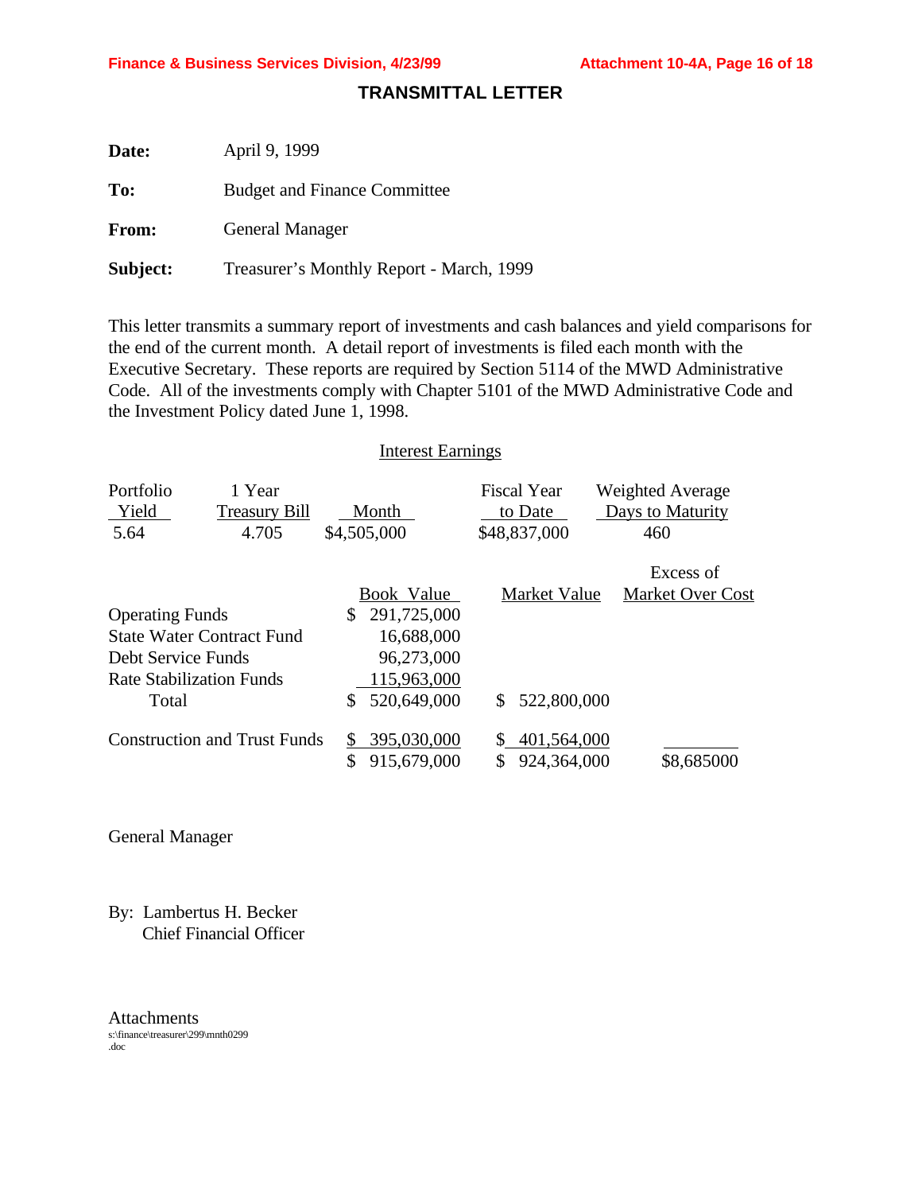## TRANSMITTAL LETTER

**Date:** April 9, 1999

**To:** Budget and Finance Committee

**From:** General Manager

**Subject:** Treasurer's Monthly Report - March, 1999

This letter transmits a summary report of investments and cash balances and yield comparisons for the end of the current month. A detail report of investments is filed each month with the Executive Secretary. These reports are required by Section 5114 of the MWD Administrative Code. All of the investments comply with Chapter 5101 of the MWD Administrative Code and the Investment Policy dated June 1, 1998.

Interest Earnings

| Portfolio Yield | 1 Year Treasury Bill | Month | Fiscal Year to Date | Weighted Average Days to Maturity |
|---|---|---|---|---|
| 5.64 | 4.705 | $4,505,000 | $48,837,000 | 460 |

| | Book Value | Market Value | Excess of Market Over Cost |
|---|---|---|---|
| Operating Funds | $ 291,725,000 | | |
| State Water Contract Fund | 16,688,000 | | |
| Debt Service Funds | 96,273,000 | | |
| Rate Stabilization Funds | 115,963,000 | | |
| Total | $ 520,649,000 | $ 522,800,000 | |
| Construction and Trust Funds | $ 395,030,000 | $ 401,564,000 | |
| | $ 915,679,000 | $ 924,364,000 | $8,685000 |

General Manager

By: Lambertus H. Becker
Chief Financial Officer

Attachments
s:\finance\treasurer\299\mnth0299
.doc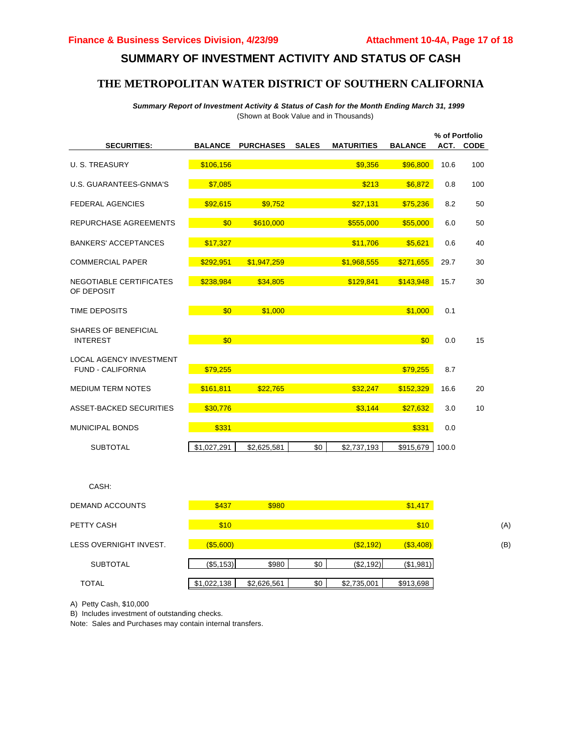## SUMMARY OF INVESTMENT ACTIVITY AND STATUS OF CASH

## THE METROPOLITAN WATER DISTRICT OF SOUTHERN CALIFORNIA

***Summary Report of Investment Activity & Status of Cash for the Month Ending March 31, 1999***

(Shown at Book Value and in Thousands)

| SECURITIES: | BALANCE | PURCHASES | SALES | MATURITIES | BALANCE | % of Portfolio ACT. | CODE | |
|---|---|---|---|---|---|---|---|---|
| U. S. TREASURY | $106,156 | | | $9,356 | $96,800 | 10.6 | 100 | |
| U.S. GUARANTEES-GNMA'S | $7,085 | | | $213 | $6,872 | 0.8 | 100 | |
| FEDERAL AGENCIES | $92,615 | $9,752 | | $27,131 | $75,236 | 8.2 | 50 | |
| REPURCHASE AGREEMENTS | $0 | $610,000 | | $555,000 | $55,000 | 6.0 | 50 | |
| BANKERS' ACCEPTANCES | $17,327 | | | $11,706 | $5,621 | 0.6 | 40 | |
| COMMERCIAL PAPER | $292,951 | $1,947,259 | | $1,968,555 | $271,655 | 29.7 | 30 | |
| NEGOTIABLE CERTIFICATES OF DEPOSIT | $238,984 | $34,805 | | $129,841 | $143,948 | 15.7 | 30 | |
| TIME DEPOSITS | $0 | $1,000 | | | $1,000 | 0.1 | | |
| SHARES OF BENEFICIAL INTEREST | $0 | | | | $0 | 0.0 | 15 | |
| LOCAL AGENCY INVESTMENT FUND - CALIFORNIA | $79,255 | | | | $79,255 | 8.7 | | |
| MEDIUM TERM NOTES | $161,811 | $22,765 | | $32,247 | $152,329 | 16.6 | 20 | |
| ASSET-BACKED SECURITIES | $30,776 | | | $3,144 | $27,632 | 3.0 | 10 | |
| MUNICIPAL BONDS | $331 | | | | $331 | 0.0 | | |
| SUBTOTAL | $1,027,291 | $2,625,581 | $0 | $2,737,193 | $915,679 | 100.0 | | |
| CASH: | | | | | | | | |
| DEMAND ACCOUNTS | $437 | $980 | | | $1,417 | | | |
| PETTY CASH | $10 | | | | $10 | | | (A) |
| LESS OVERNIGHT INVEST. | ($5,600) | | | ($2,192) | ($3,408) | | | (B) |
| SUBTOTAL | ($5,153) | $980 | $0 | ($2,192) | ($1,981) | | | |
| TOTAL | $1,022,138 | $2,626,561 | $0 | $2,735,001 | $913,698 | | | |

A) Petty Cash, $10,000

B) Includes investment of outstanding checks.

Note: Sales and Purchases may contain internal transfers.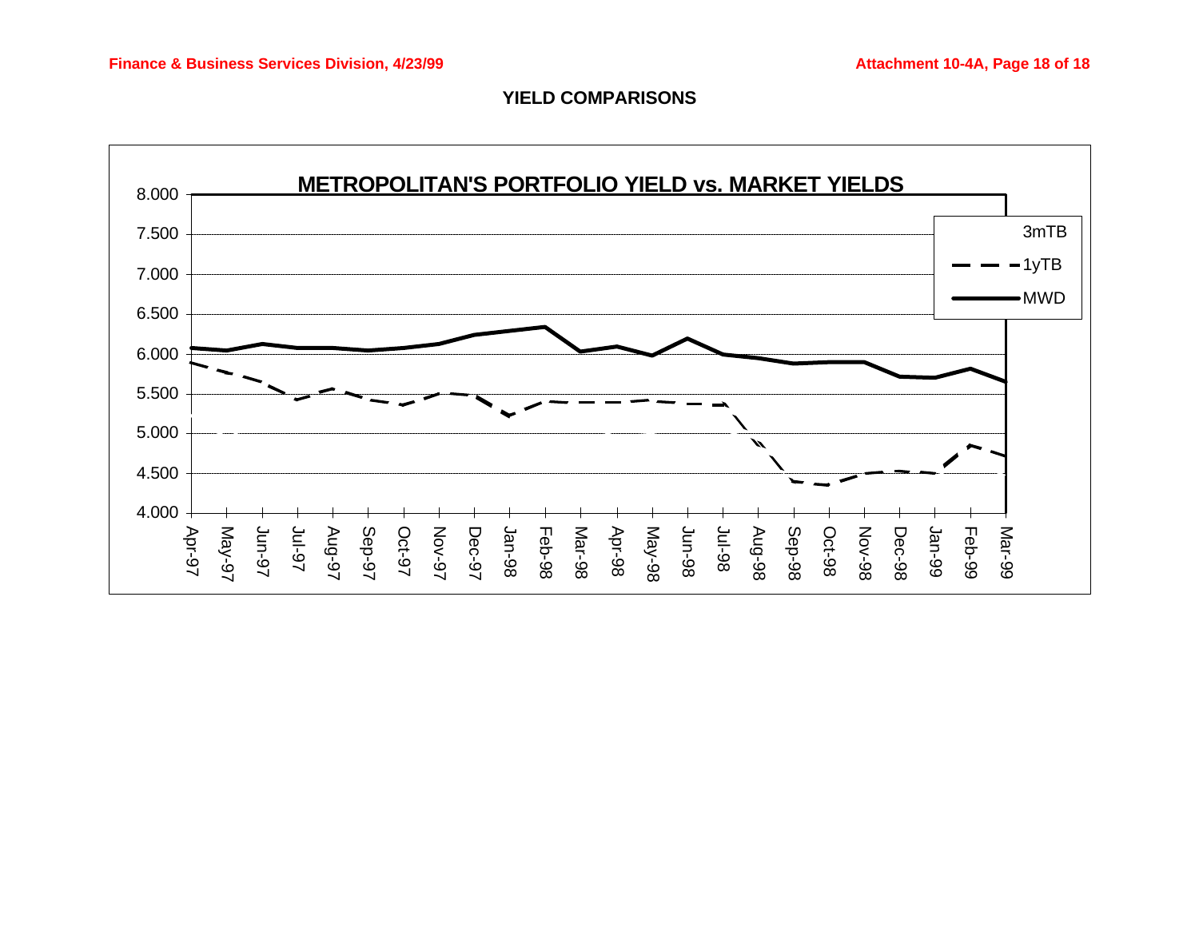## YIELD COMPARISONS

**METROPOLITAN'S PORTFOLIO YIELD vs. MARKET YIELDS**

8.000
7.500
7.000
6.500
6.000
5.500
5.000
4.500
4.000

Apr-97
May-97
Jun-97
Jul-97
Aug-97
Sep-97
Oct-97
Nov-97
Dec-97
Jan-98
Feb-98
Mar-98
Apr-98
May-98
Jun-98
Jul-98
Aug-98
Sep-98
Oct-98
Nov-98
Dec-98
Jan-99
Feb-99
Mar-99

3mTB
1yTB
MWD